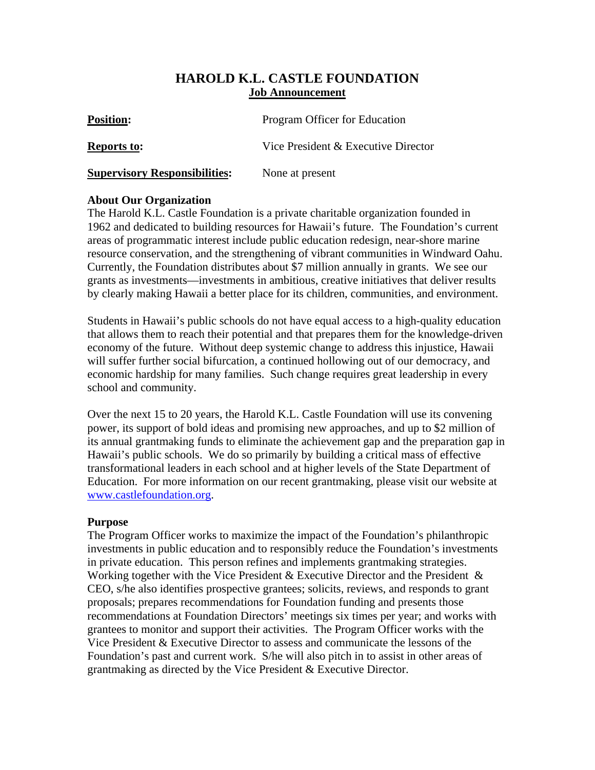# HAROLD K.L. CASTLE FOUNDATION

## Job Announcement

| | |
|---|---|
| **Position:** | Program Officer for Education |
| **Reports to:** | Vice President & Executive Director |
| **Supervisory Responsibilities:** | None at present |

### About Our Organization

The Harold K.L. Castle Foundation is a private charitable organization founded in 1962 and dedicated to building resources for Hawaii's future. The Foundation's current areas of programmatic interest include public education redesign, near-shore marine resource conservation, and the strengthening of vibrant communities in Windward Oahu. Currently, the Foundation distributes about $7 million annually in grants. We see our grants as investments—investments in ambitious, creative initiatives that deliver results by clearly making Hawaii a better place for its children, communities, and environment.

Students in Hawaii's public schools do not have equal access to a high-quality education that allows them to reach their potential and that prepares them for the knowledge-driven economy of the future. Without deep systemic change to address this injustice, Hawaii will suffer further social bifurcation, a continued hollowing out of our democracy, and economic hardship for many families. Such change requires great leadership in every school and community.

Over the next 15 to 20 years, the Harold K.L. Castle Foundation will use its convening power, its support of bold ideas and promising new approaches, and up to $2 million of its annual grantmaking funds to eliminate the achievement gap and the preparation gap in Hawaii's public schools. We do so primarily by building a critical mass of effective transformational leaders in each school and at higher levels of the State Department of Education. For more information on our recent grantmaking, please visit our website at www.castlefoundation.org.

### Purpose

The Program Officer works to maximize the impact of the Foundation's philanthropic investments in public education and to responsibly reduce the Foundation's investments in private education. This person refines and implements grantmaking strategies. Working together with the Vice President & Executive Director and the President & CEO, s/he also identifies prospective grantees; solicits, reviews, and responds to grant proposals; prepares recommendations for Foundation funding and presents those recommendations at Foundation Directors' meetings six times per year; and works with grantees to monitor and support their activities. The Program Officer works with the Vice President & Executive Director to assess and communicate the lessons of the Foundation's past and current work. S/he will also pitch in to assist in other areas of grantmaking as directed by the Vice President & Executive Director.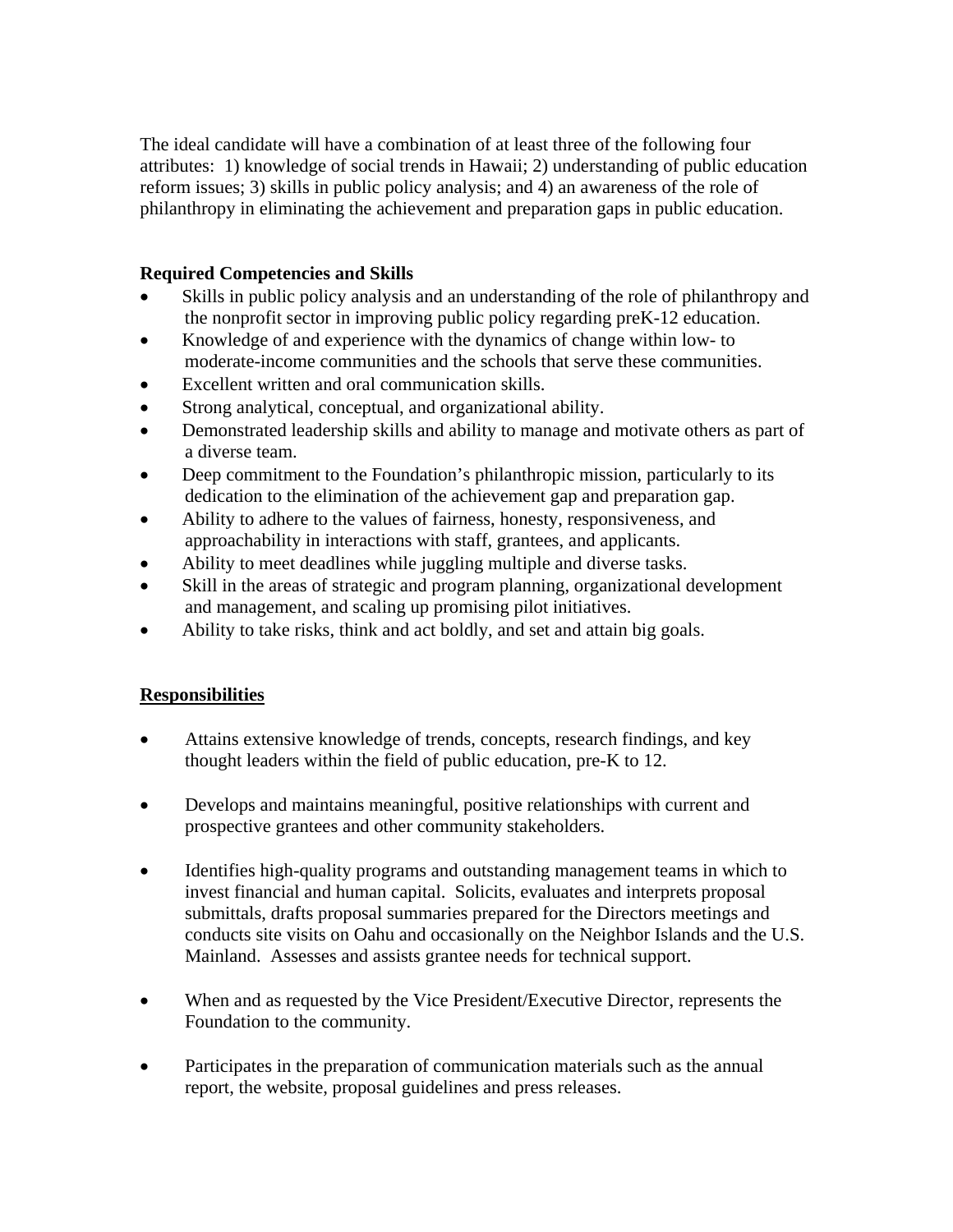The ideal candidate will have a combination of at least three of the following four attributes: 1) knowledge of social trends in Hawaii; 2) understanding of public education reform issues; 3) skills in public policy analysis; and 4) an awareness of the role of philanthropy in eliminating the achievement and preparation gaps in public education.

**Required Competencies and Skills**

- Skills in public policy analysis and an understanding of the role of philanthropy and the nonprofit sector in improving public policy regarding preK-12 education.
- Knowledge of and experience with the dynamics of change within low- to moderate-income communities and the schools that serve these communities.
- Excellent written and oral communication skills.
- Strong analytical, conceptual, and organizational ability.
- Demonstrated leadership skills and ability to manage and motivate others as part of a diverse team.
- Deep commitment to the Foundation's philanthropic mission, particularly to its dedication to the elimination of the achievement gap and preparation gap.
- Ability to adhere to the values of fairness, honesty, responsiveness, and approachability in interactions with staff, grantees, and applicants.
- Ability to meet deadlines while juggling multiple and diverse tasks.
- Skill in the areas of strategic and program planning, organizational development and management, and scaling up promising pilot initiatives.
- Ability to take risks, think and act boldly, and set and attain big goals.

**Responsibilities**

- Attains extensive knowledge of trends, concepts, research findings, and key thought leaders within the field of public education, pre-K to 12.
- Develops and maintains meaningful, positive relationships with current and prospective grantees and other community stakeholders.
- Identifies high-quality programs and outstanding management teams in which to invest financial and human capital. Solicits, evaluates and interprets proposal submittals, drafts proposal summaries prepared for the Directors meetings and conducts site visits on Oahu and occasionally on the Neighbor Islands and the U.S. Mainland. Assesses and assists grantee needs for technical support.
- When and as requested by the Vice President/Executive Director, represents the Foundation to the community.
- Participates in the preparation of communication materials such as the annual report, the website, proposal guidelines and press releases.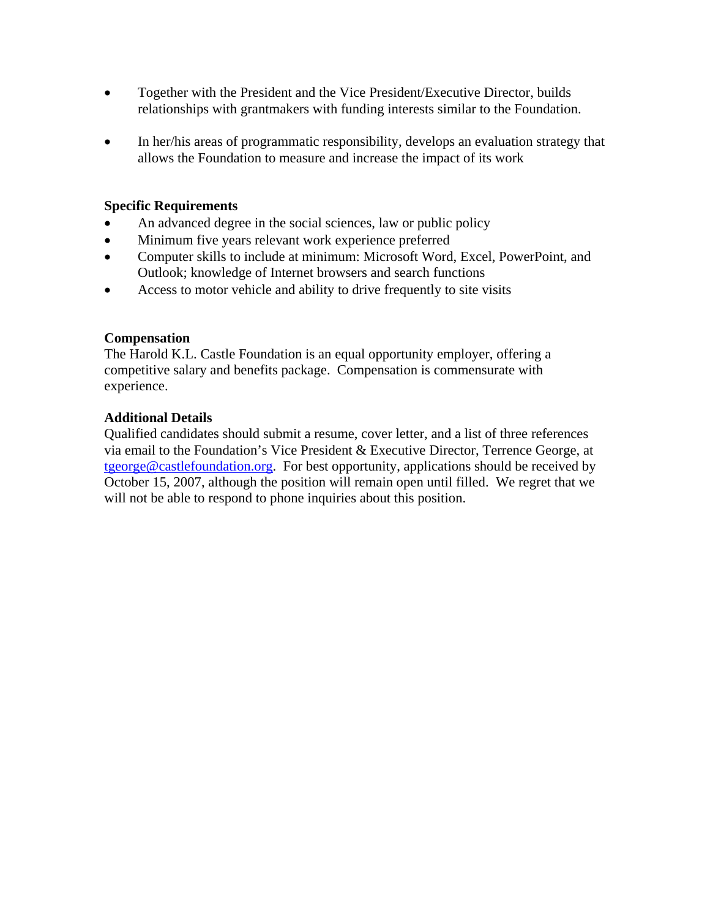- Together with the President and the Vice President/Executive Director, builds relationships with grantmakers with funding interests similar to the Foundation.

- In her/his areas of programmatic responsibility, develops an evaluation strategy that allows the Foundation to measure and increase the impact of its work

**Specific Requirements**

- An advanced degree in the social sciences, law or public policy
- Minimum five years relevant work experience preferred
- Computer skills to include at minimum: Microsoft Word, Excel, PowerPoint, and Outlook; knowledge of Internet browsers and search functions
- Access to motor vehicle and ability to drive frequently to site visits

**Compensation**

The Harold K.L. Castle Foundation is an equal opportunity employer, offering a competitive salary and benefits package. Compensation is commensurate with experience.

**Additional Details**

Qualified candidates should submit a resume, cover letter, and a list of three references via email to the Foundation's Vice President & Executive Director, Terrence George, at tgeorge@castlefoundation.org. For best opportunity, applications should be received by October 15, 2007, although the position will remain open until filled. We regret that we will not be able to respond to phone inquiries about this position.